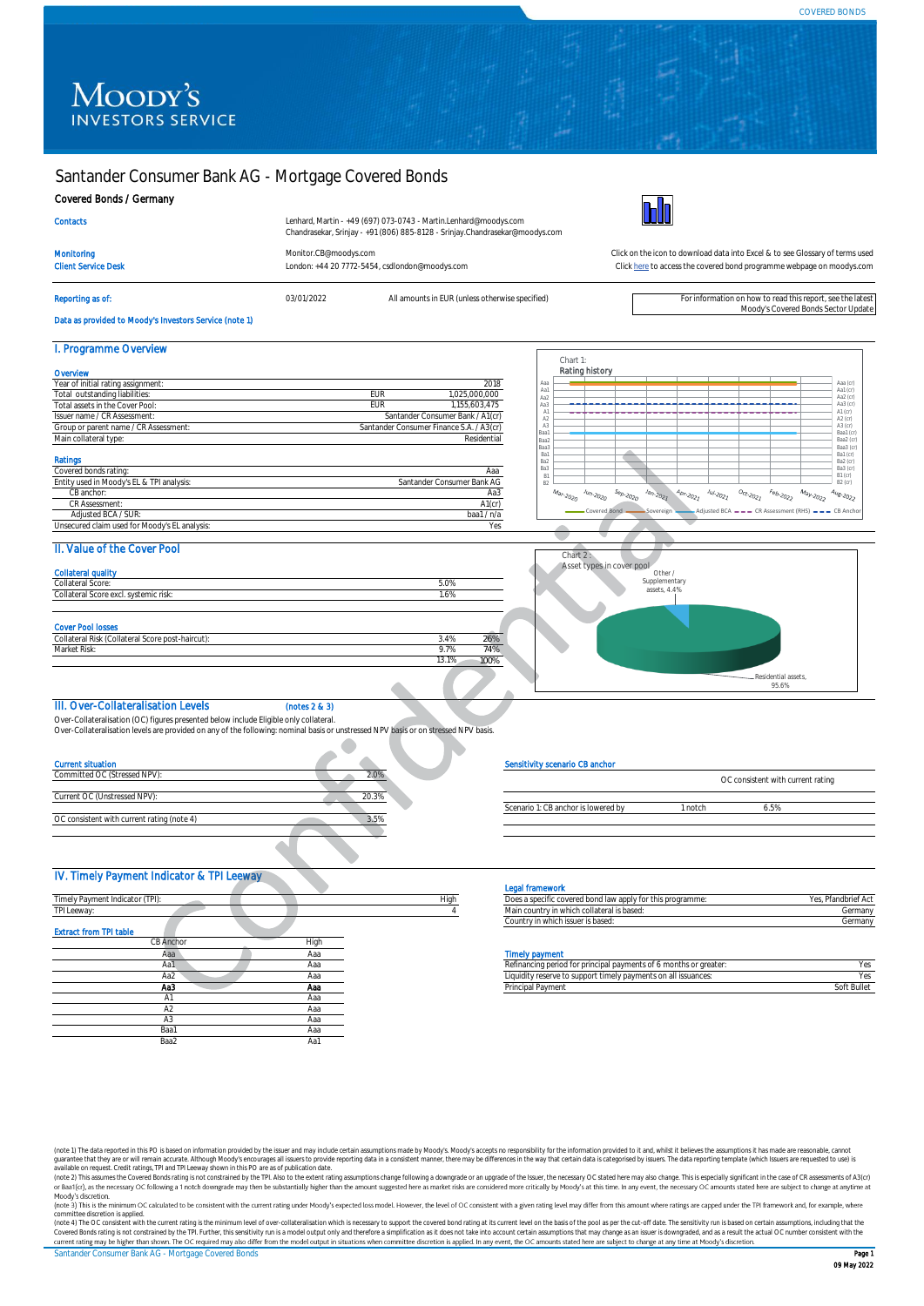COVERED BONDS

# Santander Consumer Bank AG - Mortgage Covered Bonds

## Covered Bonds / Germany

| | |
|---|---|
| Contacts | Lenhard, Martin - +49 (697) 073-0743 - Martin.Lenhard@moodys.com<br>Chandrasekar, Srinjay - +91 (806) 885-8128 - Srinjay.Chandrasekar@moodys.com |
| Monitoring | Monitor.CB@moodys.com |
| Client Service Desk | London: +44 20 7772-5454, csdlondon@moodys.com |

Click on the icon to download data into Excel & to see Glossary of terms used
Click here to access the covered bond programme webpage on moodys.com

Reporting as of: 03/01/2022 — All amounts in EUR (unless otherwise specified)

For information on how to read this report, see the latest Moody's Covered Bonds Sector Update

Data as provided to Moody's Investors Service (note 1)

## I. Programme Overview

### Overview

| | | |
|---|---|---|
| Year of initial rating assignment: | | 2018 |
| Total outstanding liabilities: | EUR | 1,025,000,000 |
| Total assets in the Cover Pool: | EUR | 1,155,603,475 |
| Issuer name / CR Assessment: | | Santander Consumer Bank / A1(cr) |
| Group or parent name / CR Assessment: | | Santander Consumer Finance S.A. / A3(cr) |
| Main collateral type: | | Residential |

### Ratings

| | |
|---|---|
| Covered bonds rating: | Aaa |
| Entity used in Moody's EL & TPI analysis: | Santander Consumer Bank AG |
| CB anchor: | Aa3 |
| CR Assessment: | A1(cr) |
| Adjusted BCA / SUR: | baa1 / n/a |
| Unsecured claim used for Moody's EL analysis: | Yes |

Chart 1: Rating history

## II. Value of the Cover Pool

### Collateral quality

| | |
|---|---|
| Collateral Score: | 5.0% |
| Collateral Score excl. systemic risk: | 1.6% |

### Cover Pool losses

| | | |
|---|---|---|
| Collateral Risk (Collateral Score post-haircut): | 3.4% | 26% |
| Market Risk: | 9.7% | 74% |
| | 13.1% | 100% |

Chart 2: Asset types in cover pool

Other / Supplementary assets, 4.4%; Residential assets, 95.6%

## III. Over-Collateralisation Levels (notes 2 & 3)

Over-Collateralisation (OC) figures presented below include Eligible only collateral.
Over-Collateralisation levels are provided on any of the following: nominal basis or unstressed NPV basis or on stressed NPV basis.

### Current situation

| | |
|---|---|
| Committed OC (Stressed NPV): | 2.0% |
| Current OC (Unstressed NPV): | 20.3% |
| OC consistent with current rating (note 4) | 3.5% |

### Sensitivity scenario CB anchor

| | | OC consistent with current rating |
|---|---|---|
| Scenario 1: CB anchor is lowered by | 1 notch | 6.5% |

## IV. Timely Payment Indicator & TPI Leeway

| | |
|---|---|
| Timely Payment Indicator (TPI): | High |
| TPI Leeway: | 4 |

### Extract from TPI table

| CB Anchor | High |
|---|---|
| Aaa | Aaa |
| Aa1 | Aaa |
| Aa2 | Aaa |
| **Aa3** | **Aaa** |
| A1 | Aaa |
| A2 | Aaa |
| A3 | Aaa |
| Baa1 | Aaa |
| Baa2 | Aa1 |

### Legal framework

| | |
|---|---|
| Does a specific covered bond law apply for this programme: | Yes, Pfandbrief Act |
| Main country in which collateral is based: | Germany |
| Country in which issuer is based: | Germany |

### Timely payment

| | |
|---|---|
| Refinancing period for principal payments of 6 months or greater: | Yes |
| Liquidity reserve to support timely payments on all issuances: | Yes |
| Principal Payment | Soft Bullet |

(note 1) The data reported in this PO is based on information provided by the issuer and may include certain assumptions made by Moody's. Moody's accepts no responsibility for the information provided to it and, whilst it believes the assumptions it has made are reasonable, cannot guarantee that they are or will remain accurate. Although Moody's encourages all issuers to provide reporting data in a consistent manner, there may be differences in the way that certain data is categorised by issuers. The data reporting template (which Issuers are requested to use) is available on request. Credit ratings, TPI and TPI Leeway shown in this PO are as of publication date.
(note 2) This assumes the Covered Bonds rating is not constrained by the TPI. Also to the extent rating assumptions change following a downgrade or an upgrade of the Issuer, the necessary OC stated here may also change. This is especially significant in the case of CR assessments of A3(cr) or Baa1(cr), as the necessary OC following a 1 notch downgrade may then be substantially higher than the amount suggested here as market risks are considered more critically by Moody's at this time. In any event, the necessary OC amounts stated here are subject to change at anytime at Moody's discretion.
(note 3) This is the minimum OC calculated to be consistent with the current rating under Moody's expected loss model. However, the level of OC consistent with a given rating level may differ from this amount where ratings are capped under the TPI framework and, for example, where committee discretion is applied.
(note 4) The OC consistent with the current rating is the minimum level of over-collateralisation which is necessary to support the covered bond rating at its current level on the basis of the pool as per the cut-off date. The sensitivity run is based on certain assumptions, including that the Covered Bonds rating is not constrained by the TPI. Further, this sensitivity run is a model output only and therefore a simplification as it does not take into account certain assumptions that may change as an issuer is downgraded, and as a result the actual OC number consistent with the current rating may be higher than shown. The OC required may also differ from the model output in situations when committee discretion is applied. In any event, the OC amounts stated here are subject to change at any time at Moody's discretion.

09 May 2022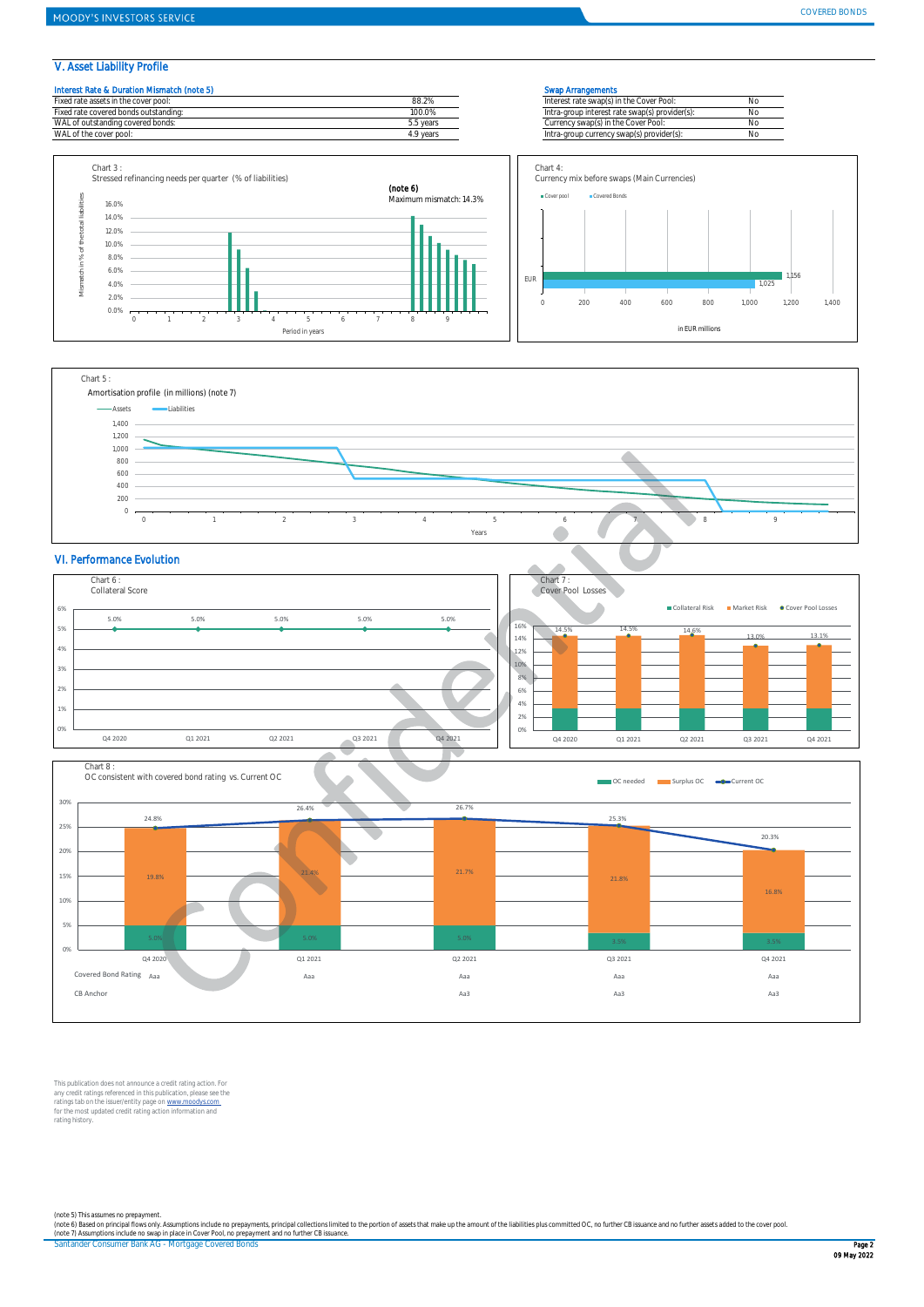## V. Asset Liability Profile

**Interest Rate & Duration Mismatch (note 5)**

| | |
|---|---|
| Fixed rate assets in the cover pool: | 88.2% |
| Fixed rate covered bonds outstanding: | 100.0% |
| WAL of outstanding covered bonds: | 5.5 years |
| WAL of the cover pool: | 4.9 years |

**Swap Arrangements**

| | |
|---|---|
| Interest rate swap(s) in the Cover Pool: | No |
| Intra-group interest rate swap(s) provider(s): | No |
| Currency swap(s) in the Cover Pool: | No |
| Intra-group currency swap(s) provider(s): | No |

Chart 3 :
Stressed refinancing needs per quarter (% of liabilities)

**(note 6)**
Maximum mismatch: 14.3%

Chart 4:
Currency mix before swaps (Main Currencies)

| Currency | Cover pool | Covered Bonds |
|---|---|---|
| EUR | 1,156 | 1,025 |

in EUR millions

Chart 5 :
Amortisation profile (in millions) (note 7)

## VI. Performance Evolution

Chart 6 :
Collateral Score

| Q4 2020 | Q1 2021 | Q2 2021 | Q3 2021 | Q4 2021 |
|---|---|---|---|---|
| 5.0% | 5.0% | 5.0% | 5.0% | 5.0% |

Chart 7 :
Cover Pool Losses

| | Q4 2020 | Q1 2021 | Q2 2021 | Q3 2021 | Q4 2021 |
|---|---|---|---|---|---|
| Cover Pool Losses | 14.5% | 14.5% | 14.6% | 13.0% | 13.1% |

Chart 8 :
OC consistent with covered bond rating vs. Current OC

| | Q4 2020 | Q1 2021 | Q2 2021 | Q3 2021 | Q4 2021 |
|---|---|---|---|---|---|
| OC needed | 5.0% | 5.0% | 5.0% | 3.5% | 3.5% |
| Surplus OC | 19.8% | 21.4% | 21.7% | 21.8% | 16.8% |
| Current OC | 24.8% | 26.4% | 26.7% | 25.3% | 20.3% |
| Covered Bond Rating | Aaa | Aaa | Aaa | Aaa | Aaa |
| CB Anchor | | | Aa3 | Aa3 | Aa3 |

This publication does not announce a credit rating action. For any credit ratings referenced in this publication, please see the ratings tab on the issuer/entity page on www.moodys.com for the most updated credit rating action information and rating history.

(note 5) This assumes no prepayment.
(note 6) Based on principal flows only. Assumptions include no prepayments, principal collections limited to the portion of assets that make up the amount of the liabilities plus committed OC, no further CB issuance and no further assets added to the cover pool.
(note 7) Assumptions include no swap in place in Cover Pool, no prepayment and no further CB issuance.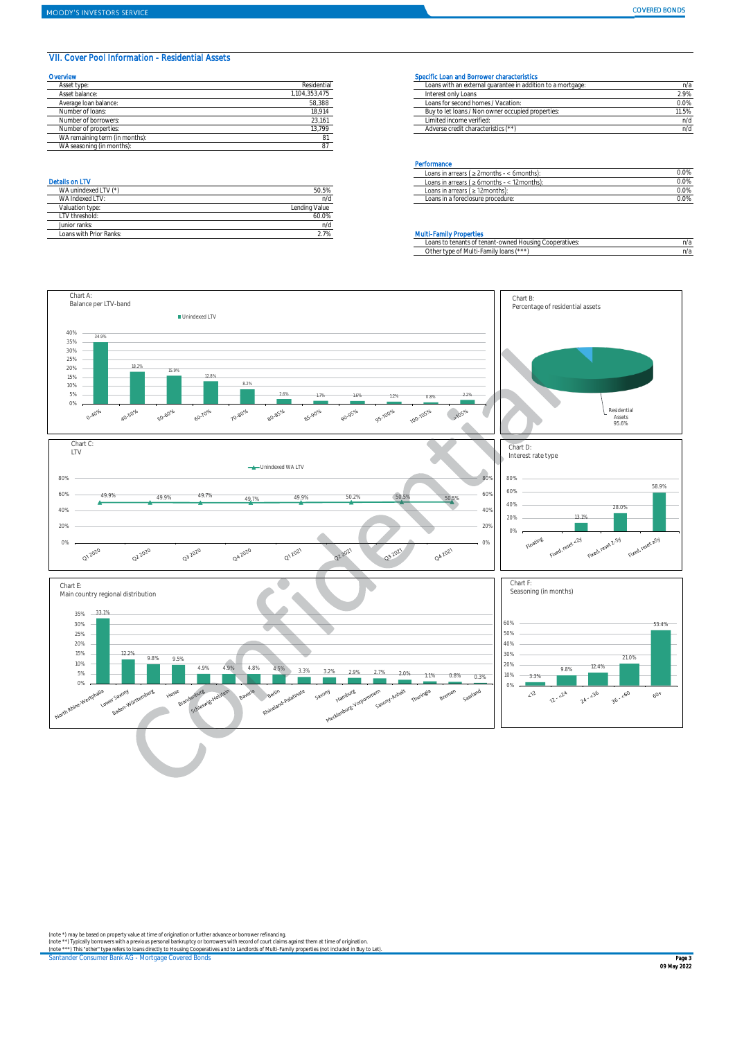## VII. Cover Pool Information - Residential Assets

### Overview

| | |
|---|---|
| Asset type: | Residential |
| Asset balance: | 1,104,353,475 |
| Average loan balance: | 58,388 |
| Number of loans: | 18,914 |
| Number of borrowers: | 23,161 |
| Number of properties: | 13,799 |
| WA remaining term (in months): | 81 |
| WA seasoning (in months): | 87 |

### Details on LTV

| | |
|---|---|
| WA unindexed LTV (*) | 50.5% |
| WA Indexed LTV: | n/d |
| Valuation type: | Lending Value |
| LTV threshold: | 60.0% |
| Junior ranks: | n/d |
| Loans with Prior Ranks: | 2.7% |

### Specific Loan and Borrower characteristics

| | |
|---|---|
| Loans with an external guarantee in addition to a mortgage: | n/a |
| Interest only Loans | 2.9% |
| Loans for second homes / Vacation: | 0.0% |
| Buy to let loans / Non owner occupied properties: | 11.5% |
| Limited income verified: | n/d |
| Adverse credit characteristics (**) | n/d |

### Performance

| | |
|---|---|
| Loans in arrears ( ≥ 2months - < 6months): | 0.0% |
| Loans in arrears ( ≥ 6months - < 12months): | 0.0% |
| Loans in arrears ( ≥ 12months): | 0.0% |
| Loans in a foreclosure procedure: | 0.0% |

### Multi-Family Properties

| | |
|---|---|
| Loans to tenants of tenant-owned Housing Cooperatives: | n/a |
| Other type of Multi-Family loans (***) | n/a |

Chart A:
Balance per LTV-band

| LTV band | Unindexed LTV |
|---|---|
| 0-40% | 34.9% |
| 40-50% | 18.2% |
| 50-60% | 15.9% |
| 60-70% | 12.8% |
| 70-80% | 8.2% |
| 80-85% | 2.6% |
| 85-90% | 1.7% |
| 90-95% | 1.6% |
| 95-100% | 1.2% |
| 100-105% | 0.8% |
| >105% | 2.2% |

Chart B:
Percentage of residential assets

Residential Assets 95.6%

Chart C:
LTV

| Quarter | Unindexed WA LTV |
|---|---|
| Q1 2020 | 49.9% |
| Q2 2020 | 49.9% |
| Q3 2020 | 49.7% |
| Q4 2020 | 49.7% |
| Q1 2021 | 49.9% |
| Q2 2021 | 50.2% |
| Q3 2021 | 50.5% |
| Q4 2021 | 50.5% |

Chart D:
Interest rate type

| Type | % |
|---|---|
| Floating | |
| Fixed, reset <2y | 13.1% |
| Fixed, reset 2-5y | 28.0% |
| Fixed, reset ≥5y | 58.9% |

Chart E:
Main country regional distribution

| Region | % |
|---|---|
| North Rhine-Westphalia | 33.1% |
| Lower Saxony | 12.2% |
| Baden-Württemberg | 9.8% |
| Hesse | 9.5% |
| Brandenburg | 4.9% |
| Schleswig-Holstein | 4.9% |
| Bavaria | 4.8% |
| Berlin | 4.5% |
| Rhineland-Palatinate | 3.3% |
| Saxony | 3.2% |
| Hamburg | 2.9% |
| Mecklenburg-Vorpommern | 2.7% |
| Saxony-Anhalt | 2.0% |
| Thuringia | 1.1% |
| Bremen | 0.8% |
| Saarland | 0.3% |

Chart F:
Seasoning (in months)

| Months | % |
|---|---|
| <12 | 3.3% |
| 12 - <24 | 9.8% |
| 24 - <36 | 12.4% |
| 36 - <60 | 21.0% |
| 60+ | 53.4% |

(note *) may be based on property value at time of origination or further advance or borrower refinancing.
(note **) Typically borrowers with a previous personal bankruptcy or borrowers with record of court claims against them at time of origination.
(note ***) This "other" type refers to loans directly to Housing Cooperatives and to Landlords of Multi-Family properties (not included in Buy to Let).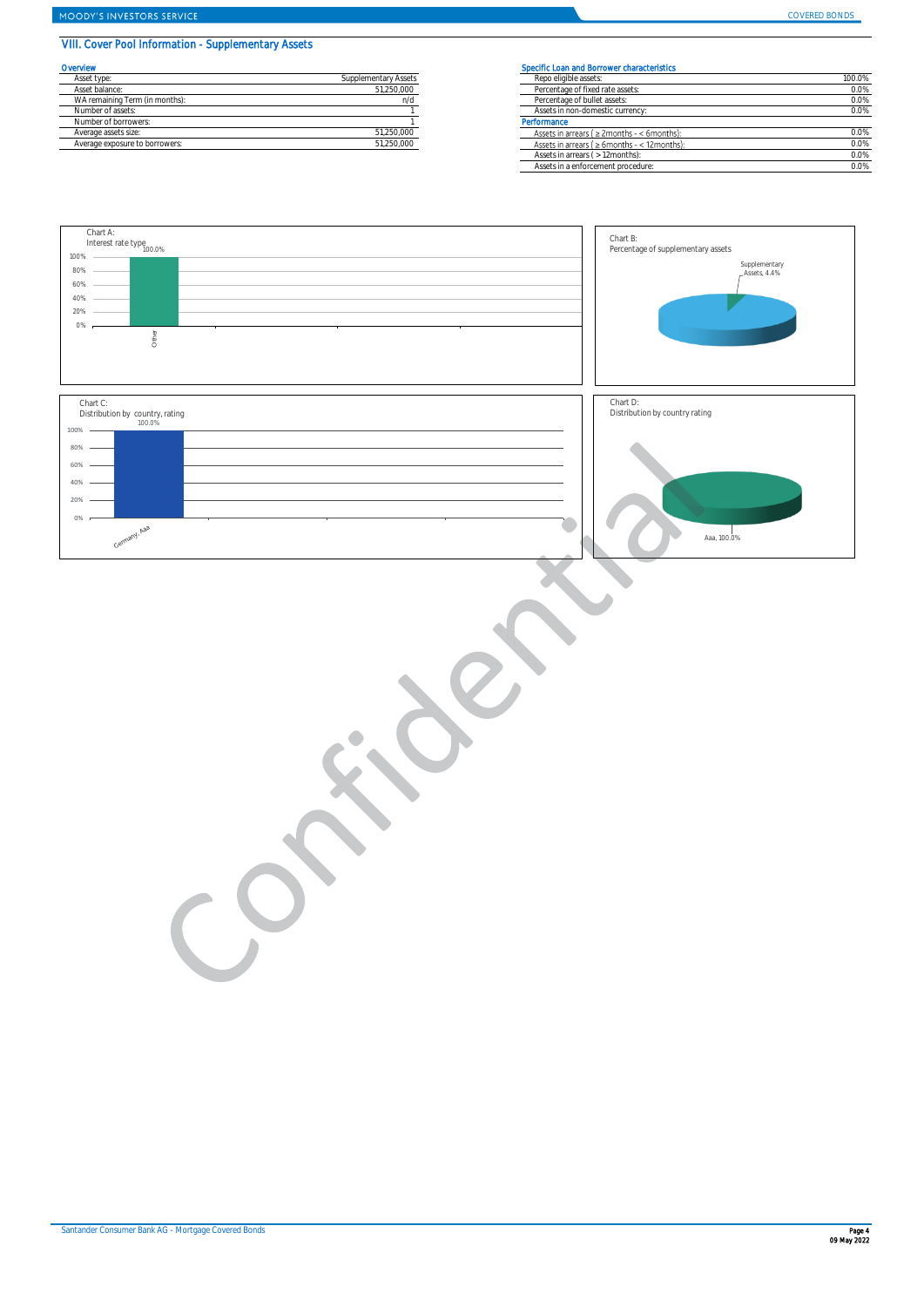## VIII. Cover Pool Information - Supplementary Assets

### Overview

| | |
|---|---|
| Asset type: | Supplementary Assets |
| Asset balance: | 51,250,000 |
| WA remaining Term (in months): | n/d |
| Number of assets: | 1 |
| Number of borrowers: | 1 |
| Average assets size: | 51,250,000 |
| Average exposure to borrowers: | 51,250,000 |

### Specific Loan and Borrower characteristics

| | |
|---|---|
| Repo eligible assets: | 100.0% |
| Percentage of fixed rate assets: | 0.0% |
| Percentage of bullet assets: | 0.0% |
| Assets in non-domestic currency: | 0.0% |
| **Performance** | |
| Assets in arrears ( ≥ 2months - < 6months): | 0.0% |
| Assets in arrears ( ≥ 6months - < 12months): | 0.0% |
| Assets in arrears ( > 12months): | 0.0% |
| Assets in a enforcement procedure: | 0.0% |

Chart A:
Interest rate type

Other: 100.0%

Chart B:
Percentage of supplementary assets

Supplementary Assets, 4.4%

Chart C:
Distribution by country, rating

Germany, Aaa: 100.0%

Chart D:
Distribution by country rating

Aaa, 100.0%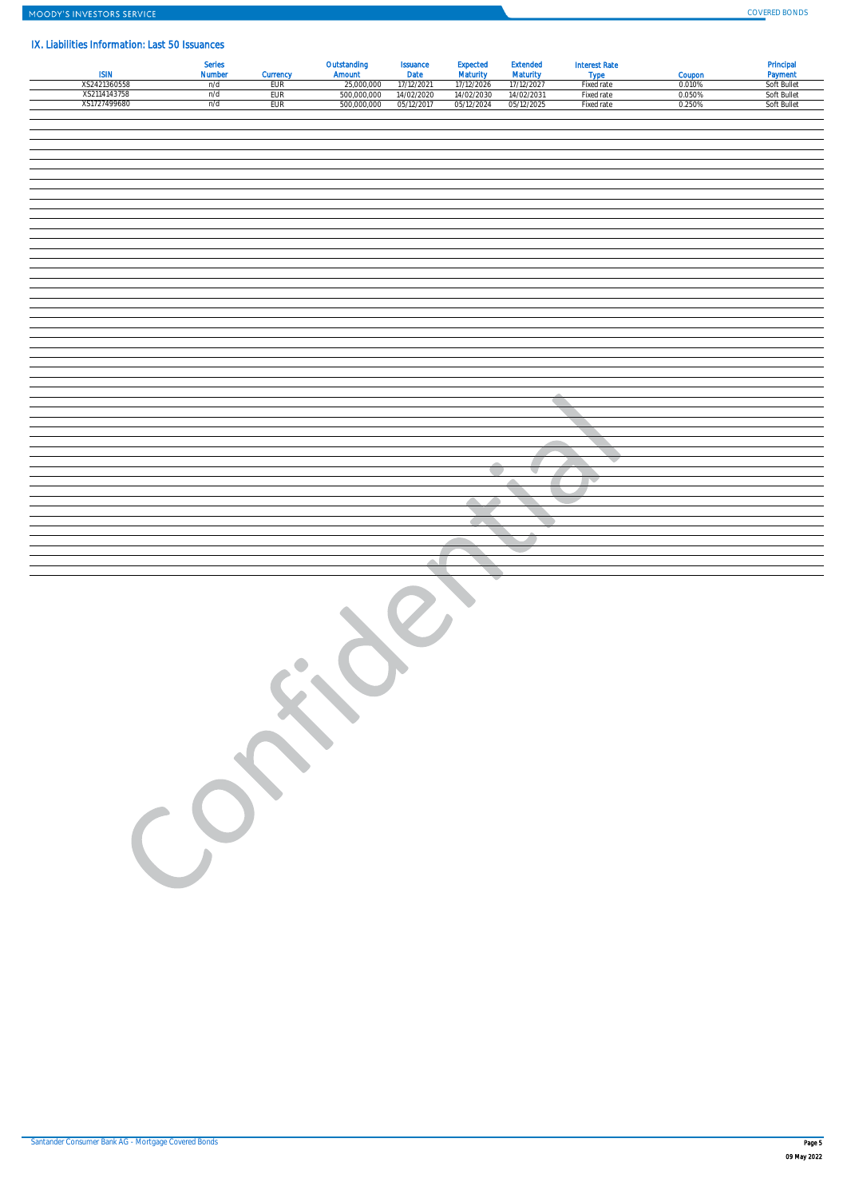## IX. Liabilities Information: Last 50 Issuances

| ISIN | Series Number | Currency | Outstanding Amount | Issuance Date | Expected Maturity | Extended Maturity | Interest Rate Type | Coupon | Principal Payment |
|---|---|---|---|---|---|---|---|---|---|
| XS2421360558 | n/d | EUR | 25,000,000 | 17/12/2021 | 17/12/2026 | 17/12/2027 | Fixed rate | 0.010% | Soft Bullet |
| XS2114143758 | n/d | EUR | 500,000,000 | 14/02/2020 | 14/02/2030 | 14/02/2031 | Fixed rate | 0.050% | Soft Bullet |
| XS1727499680 | n/d | EUR | 500,000,000 | 05/12/2017 | 05/12/2024 | 05/12/2025 | Fixed rate | 0.250% | Soft Bullet |

Santander Consumer Bank AG - Mortgage Covered Bonds

09 May 2022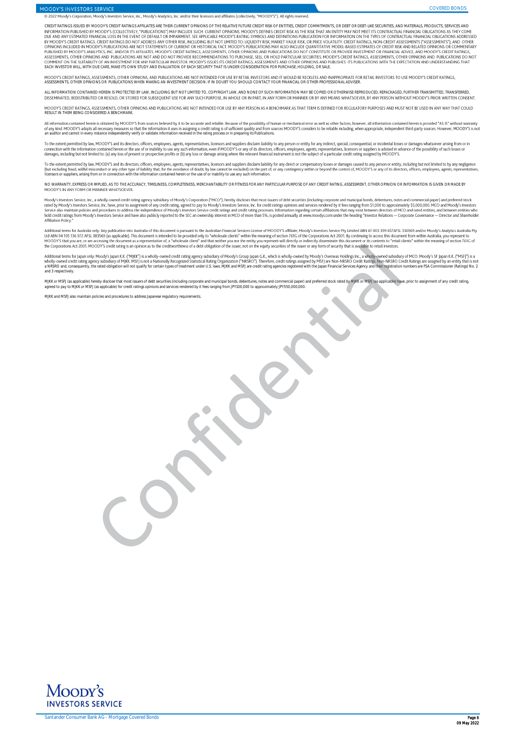© 2022 Moody's Corporation, Moody's Investors Service, Inc., Moody's Analytics, Inc. and/or their licensors and affiliates (collectively, "MOODY'S"). All rights reserved.

CREDIT RATINGS ISSUED BY MOODY'S CREDIT RATINGS AFFILIATES ARE THEIR CURRENT OPINIONS OF THE RELATIVE FUTURE CREDIT RISK OF ENTITIES, CREDIT COMMITMENTS, OR DEBT OR DEBT-LIKE SECURITIES, AND MATERIALS, PRODUCTS, SERVICES AND INFORMATION PUBLISHED BY MOODY'S (COLLECTIVELY, "PUBLICATIONS") MAY INCLUDE SUCH CURRENT OPINIONS. MOODY'S DEFINES CREDIT RISK AS THE RISK THAT AN ENTITY MAY NOT MEET ITS CONTRACTUAL FINANCIAL OBLIGATIONS AS THEY COME DUE AND ANY ESTIMATED FINANCIAL LOSS IN THE EVENT OF DEFAULT OR IMPAIRMENT. SEE APPLICABLE MOODY'S RATING SYMBOLS AND DEFINITIONS PUBLICATION FOR INFORMATION ON THE TYPES OF CONTRACTUAL FINANCIAL OBLIGATIONS ADDRESSED BY MOODY'S CREDIT RATINGS. CREDIT RATINGS DO NOT ADDRESS ANY OTHER RISK, INCLUDING BUT NOT LIMITED TO: LIQUIDITY RISK, MARKET VALUE RISK, OR PRICE VOLATILITY. CREDIT RATINGS, NON-CREDIT ASSESSMENTS ("ASSESSMENTS"), AND OTHER OPINIONS INCLUDED IN MOODY'S PUBLICATIONS ARE NOT STATEMENTS OF CURRENT OR HISTORICAL FACT. MOODY'S PUBLICATIONS MAY ALSO INCLUDE QUANTITATIVE MODEL-BASED ESTIMATES OF CREDIT RISK AND RELATED OPINIONS OR COMMENTARY PUBLISHED BY MOODY'S ANALYTICS, INC. AND/OR ITS AFFILIATES. MOODY'S CREDIT RATINGS, ASSESSMENTS, OTHER OPINIONS AND PUBLICATIONS DO NOT CONSTITUTE OR PROVIDE INVESTMENT OR FINANCIAL ADVICE, AND MOODY'S CREDIT RATINGS, ASSESSMENTS, OTHER OPINIONS AND PUBLICATIONS ARE NOT AND DO NOT PROVIDE RECOMMENDATIONS TO PURCHASE, SELL, OR HOLD PARTICULAR SECURITIES. MOODY'S CREDIT RATINGS, ASSESSMENTS, OTHER OPINIONS AND PUBLICATIONS DO NOT COMMENT ON THE SUITABILITY OF AN INVESTMENT FOR ANY PARTICULAR INVESTOR. MOODY'S ISSUES ITS CREDIT RATINGS, ASSESSMENTS AND OTHER OPINIONS AND PUBLISHES ITS PUBLICATIONS WITH THE EXPECTATION AND UNDERSTANDING THAT EACH INVESTOR WILL, WITH DUE CARE, MAKE ITS OWN STUDY AND EVALUATION OF EACH SECURITY THAT IS UNDER CONSIDERATION FOR PURCHASE, HOLDING, OR SALE.

MOODY'S CREDIT RATINGS, ASSESSMENTS, OTHER OPINIONS, AND PUBLICATIONS ARE NOT INTENDED FOR USE BY RETAIL INVESTORS AND IT WOULD BE RECKLESS AND INAPPROPRIATE FOR RETAIL INVESTORS TO USE MOODY'S CREDIT RATINGS, ASSESSMENTS, OTHER OPINIONS OR PUBLICATIONS WHEN MAKING AN INVESTMENT DECISION. IF IN DOUBT YOU SHOULD CONTACT YOUR FINANCIAL OR OTHER PROFESSIONAL ADVISER.

ALL INFORMATION CONTAINED HEREIN IS PROTECTED BY LAW, INCLUDING BUT NOT LIMITED TO, COPYRIGHT LAW, AND NONE OF SUCH INFORMATION MAY BE COPIED OR OTHERWISE REPRODUCED, REPACKAGED, FURTHER TRANSMITTED, TRANSFERRED, DISSEMINATED, REDISTRIBUTED OR RESOLD, OR STORED FOR SUBSEQUENT USE FOR ANY SUCH PURPOSE, IN WHOLE OR IN PART, IN ANY FORM OR MANNER OR BY ANY MEANS WHATSOEVER, BY ANY PERSON WITHOUT MOODY'S PRIOR WRITTEN CONSENT.

MOODY'S CREDIT RATINGS, ASSESSMENTS, OTHER OPINIONS AND PUBLICATIONS ARE NOT INTENDED FOR USE BY ANY PERSON AS A BENCHMARK AS THAT TERM IS DEFINED FOR REGULATORY PURPOSES AND MUST NOT BE USED IN ANY WAY THAT COULD RESULT IN THEM BEING CONSIDERED A BENCHMARK.

All information contained herein is obtained by MOODY'S from sources believed by it to be accurate and reliable. Because of the possibility of human or mechanical error as well as other factors, however, all information contained herein is provided "AS IS" without warranty of any kind. MOODY'S adopts all necessary measures so that the information it uses in assigning a credit rating is of sufficient quality and from sources MOODY'S considers to be reliable including, when appropriate, independent third-party sources. However, MOODY'S is not an auditor and cannot in every instance independently verify or validate information received in the rating process or in preparing its Publications.

To the extent permitted by law, MOODY'S and its directors, officers, employees, agents, representatives, licensors and suppliers disclaim liability to any person or entity for any indirect, special, consequential, or incidental losses or damages whatsoever arising from or in connection with the information contained herein or the use of or inability to use any such information, even if MOODY'S or any of its directors, officers, employees, agents, representatives, licensors or suppliers is advised in advance of the possibility of such losses or damages, including but not limited to: (a) any loss of present or prospective profits or (b) any loss or damage arising where the relevant financial instrument is not the subject of a particular credit rating assigned by MOODY'S.

To the extent permitted by law, MOODY'S and its directors, officers, employees, agents, representatives, licensors and suppliers disclaim liability for any direct or compensatory losses or damages caused to any person or entity, including but not limited to by any negligence (but excluding fraud, willful misconduct or any other type of liability that, for the avoidance of doubt, by law cannot be excluded) on the part of, or any contingency within or beyond the control of, MOODY'S or any of its directors, officers, employees, agents, representatives, licensors or suppliers, arising from or in connection with the information contained herein or the use of or inability to use any such information.

NO WARRANTY, EXPRESS OR IMPLIED, AS TO THE ACCURACY, TIMELINESS, COMPLETENESS, MERCHANTABILITY OR FITNESS FOR ANY PARTICULAR PURPOSE OF ANY CREDIT RATING, ASSESSMENT, OTHER OPINION OR INFORMATION IS GIVEN OR MADE BY MOODY'S IN ANY FORM OR MANNER WHATSOEVER.

Moody's Investors Service, Inc., a wholly-owned credit rating agency subsidiary of Moody's Corporation ("MCO"), hereby discloses that most issuers of debt securities (including corporate and municipal bonds, debentures, notes and commercial paper) and preferred stock rated by Moody's Investors Service, Inc. have, prior to assignment of any credit rating, agreed to pay to Moody's Investors Service, Inc. for credit ratings opinions and services rendered by it fees ranging from $1,000 to approximately $5,000,000. MCO and Moody's Investors Service also maintain policies and procedures to address the independence of Moody's Investors Service credit ratings and credit rating processes. Information regarding certain affiliations that may exist between directors of MCO and rated entities, and between entities who hold credit ratings from Moody's Investors Service and have also publicly reported to the SEC an ownership interest in MCO of more than 5%, is posted annually at www.moodys.com under the heading "Investor Relations — Corporate Governance — Director and Shareholder Affiliation Policy."

Additional terms for Australia only: Any publication into Australia of this document is pursuant to the Australian Financial Services License of MOODY'S affiliate, Moody's Investors Service Pty Limited ABN 61 003 399 657AFSL 336969 and/or Moody's Analytics Australia Pty Ltd ABN 94 105 136 972 AFSL 383569 (as applicable). This document is intended to be provided only to "wholesale clients" within the meaning of section 761G of the Corporations Act 2001. By continuing to access this document from within Australia, you represent to MOODY'S that you are, or are accessing the document as a representative of, a "wholesale client" and that neither you nor the entity you represent will directly or indirectly disseminate this document or its contents to "retail clients" within the meaning of section 761G of the Corporations Act 2001. MOODY'S credit rating is an opinion as to the creditworthiness of a debt obligation of the issuer, not on the equity securities of the issuer or any form of security that is available to retail investors.

Additional terms for Japan only: Moody's Japan K.K. ("MJKK") is a wholly-owned credit rating agency subsidiary of Moody's Group Japan G.K., which is wholly-owned by Moody's Overseas Holdings Inc., a wholly-owned subsidiary of MCO. Moody's SF Japan K.K. ("MSFJ") is a wholly-owned credit rating agency subsidiary of MJKK. MSFJ is not a Nationally Recognized Statistical Rating Organization ("NRSRO"). Therefore, credit ratings assigned by MSFJ are Non-NRSRO Credit Ratings. Non-NRSRO Credit Ratings are assigned by an entity that is not a NRSRO and, consequently, the rated obligation will not qualify for certain types of treatment under U.S. laws. MJKK and MSFJ are credit rating agencies registered with the Japan Financial Services Agency and their registration numbers are FSA Commissioner (Ratings) No. 2 and 3 respectively.

MJKK or MSFJ (as applicable) hereby disclose that most issuers of debt securities (including corporate and municipal bonds, debentures, notes and commercial paper) and preferred stock rated by MJKK or MSFJ (as applicable) have, prior to assignment of any credit rating, agreed to pay to MJKK or MSFJ (as applicable) for credit ratings opinions and services rendered by it fees ranging from JPY100,000 to approximately JPY550,000,000.

MJKK and MSFJ also maintain policies and procedures to address Japanese regulatory requirements.